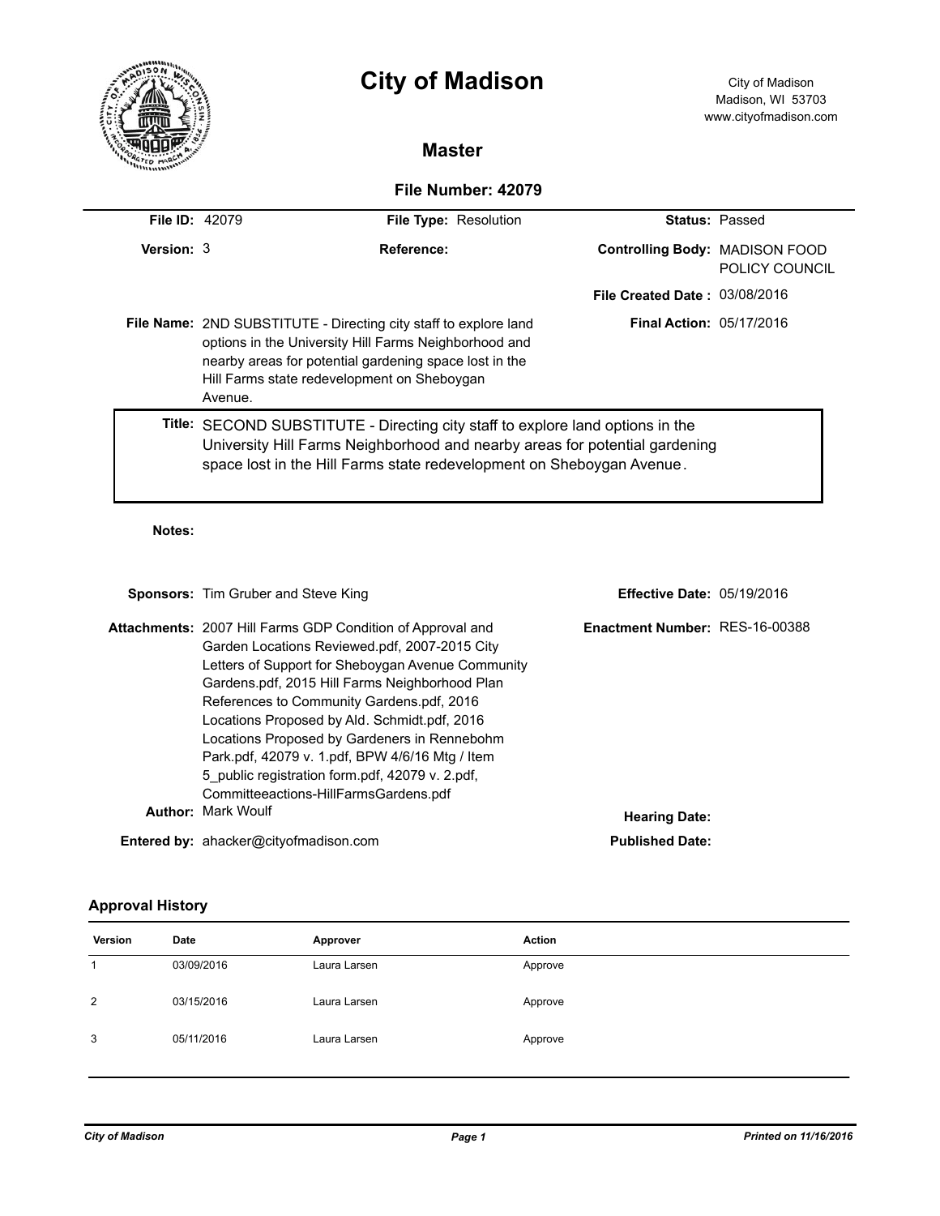# City of Madison

City of Madison
Madison, WI 53703
www.cityofmadison.com

## Master

### File Number: 42079

**File ID:** 42079

**File Type:** Resolution

**Status:** Passed

**Version:** 3

**Reference:**

**Controlling Body:** MADISON FOOD POLICY COUNCIL

**File Created Date :** 03/08/2016

**File Name:** 2ND SUBSTITUTE - Directing city staff to explore land options in the University Hill Farms Neighborhood and nearby areas for potential gardening space lost in the Hill Farms state redevelopment on Sheboygan Avenue.

**Final Action:** 05/17/2016

**Title:** SECOND SUBSTITUTE - Directing city staff to explore land options in the University Hill Farms Neighborhood and nearby areas for potential gardening space lost in the Hill Farms state redevelopment on Sheboygan Avenue.

**Notes:**

**Sponsors:** Tim Gruber and Steve King

**Effective Date:** 05/19/2016

**Attachments:** 2007 Hill Farms GDP Condition of Approval and Garden Locations Reviewed.pdf, 2007-2015 City Letters of Support for Sheboygan Avenue Community Gardens.pdf, 2015 Hill Farms Neighborhood Plan References to Community Gardens.pdf, 2016 Locations Proposed by Ald. Schmidt.pdf, 2016 Locations Proposed by Gardeners in Rennebohm Park.pdf, 42079 v. 1.pdf, BPW 4/6/16 Mtg / Item 5_public registration form.pdf, 42079 v. 2.pdf, Committeeactions-HillFarmsGardens.pdf

**Enactment Number:** RES-16-00388

**Author:** Mark Woulf

**Hearing Date:**

**Entered by:** ahacker@cityofmadison.com

**Published Date:**

### Approval History

| Version | Date | Approver | Action |
|---|---|---|---|
| 1 | 03/09/2016 | Laura Larsen | Approve |
| 2 | 03/15/2016 | Laura Larsen | Approve |
| 3 | 05/11/2016 | Laura Larsen | Approve |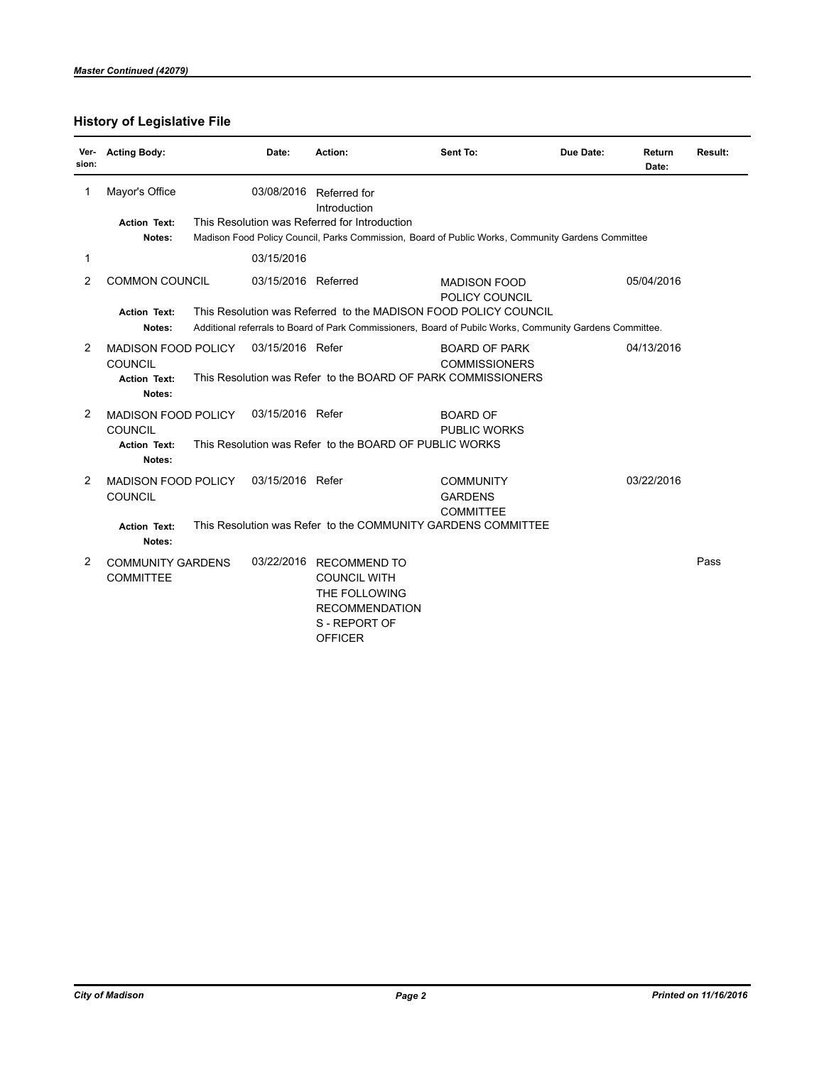*Master Continued (42079)*

## History of Legislative File

| Ver-sion: | Acting Body: | Date: | Action: | Sent To: | Due Date: | Return Date: | Result: |
|---|---|---|---|---|---|---|---|
| 1 | Mayor's Office | 03/08/2016 | Referred for Introduction | | | | |
| | **Action Text:** | This Resolution was Referred for Introduction | | | | | |
| | **Notes:** | Madison Food Policy Council, Parks Commission, Board of Public Works, Community Gardens Committee | | | | | |
| 1 | | 03/15/2016 | | | | | |
| 2 | COMMON COUNCIL | 03/15/2016 | Referred | MADISON FOOD POLICY COUNCIL | | 05/04/2016 | |
| | **Action Text:** | This Resolution was Referred to the MADISON FOOD POLICY COUNCIL | | | | | |
| | **Notes:** | Additional referrals to Board of Park Commissioners, Board of Pubilc Works, Community Gardens Committee. | | | | | |
| 2 | MADISON FOOD POLICY COUNCIL | 03/15/2016 | Refer | BOARD OF PARK COMMISSIONERS | | 04/13/2016 | |
| | **Action Text:** | This Resolution was Refer to the BOARD OF PARK COMMISSIONERS | | | | | |
| | **Notes:** | | | | | | |
| 2 | MADISON FOOD POLICY COUNCIL | 03/15/2016 | Refer | BOARD OF PUBLIC WORKS | | | |
| | **Action Text:** | This Resolution was Refer to the BOARD OF PUBLIC WORKS | | | | | |
| | **Notes:** | | | | | | |
| 2 | MADISON FOOD POLICY COUNCIL | 03/15/2016 | Refer | COMMUNITY GARDENS COMMITTEE | | 03/22/2016 | |
| | **Action Text:** | This Resolution was Refer to the COMMUNITY GARDENS COMMITTEE | | | | | |
| | **Notes:** | | | | | | |
| 2 | COMMUNITY GARDENS COMMITTEE | 03/22/2016 | RECOMMEND TO COUNCIL WITH THE FOLLOWING RECOMMENDATIONS - REPORT OF OFFICER | | | | Pass |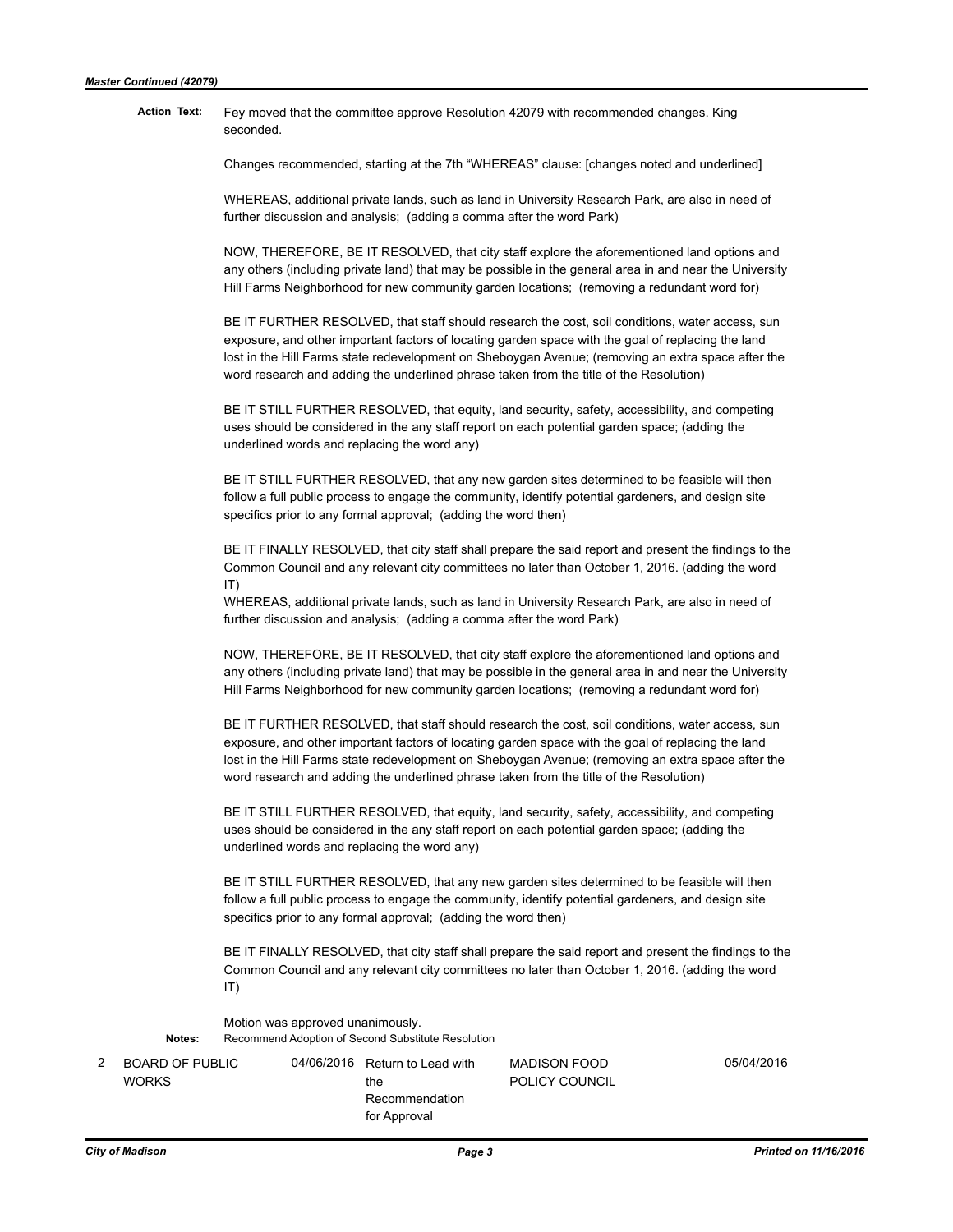*Master Continued (42079)*

**Action Text:** Fey moved that the committee approve Resolution 42079 with recommended changes. King seconded.

Changes recommended, starting at the 7th "WHEREAS" clause: [changes noted and underlined]

WHEREAS, additional private lands, such as land in University Research Park, are also in need of further discussion and analysis; (adding a comma after the word Park)

NOW, THEREFORE, BE IT RESOLVED, that city staff explore the aforementioned land options and any others (including private land) that may be possible in the general area in and near the University Hill Farms Neighborhood for new community garden locations; (removing a redundant word for)

BE IT FURTHER RESOLVED, that staff should research the cost, soil conditions, water access, sun exposure, and other important factors of locating garden space with the goal of replacing the land lost in the Hill Farms state redevelopment on Sheboygan Avenue; (removing an extra space after the word research and adding the underlined phrase taken from the title of the Resolution)

BE IT STILL FURTHER RESOLVED, that equity, land security, safety, accessibility, and competing uses should be considered in the any staff report on each potential garden space; (adding the underlined words and replacing the word any)

BE IT STILL FURTHER RESOLVED, that any new garden sites determined to be feasible will then follow a full public process to engage the community, identify potential gardeners, and design site specifics prior to any formal approval; (adding the word then)

BE IT FINALLY RESOLVED, that city staff shall prepare the said report and present the findings to the Common Council and any relevant city committees no later than October 1, 2016. (adding the word IT)

WHEREAS, additional private lands, such as land in University Research Park, are also in need of further discussion and analysis; (adding a comma after the word Park)

NOW, THEREFORE, BE IT RESOLVED, that city staff explore the aforementioned land options and any others (including private land) that may be possible in the general area in and near the University Hill Farms Neighborhood for new community garden locations; (removing a redundant word for)

BE IT FURTHER RESOLVED, that staff should research the cost, soil conditions, water access, sun exposure, and other important factors of locating garden space with the goal of replacing the land lost in the Hill Farms state redevelopment on Sheboygan Avenue; (removing an extra space after the word research and adding the underlined phrase taken from the title of the Resolution)

BE IT STILL FURTHER RESOLVED, that equity, land security, safety, accessibility, and competing uses should be considered in the any staff report on each potential garden space; (adding the underlined words and replacing the word any)

BE IT STILL FURTHER RESOLVED, that any new garden sites determined to be feasible will then follow a full public process to engage the community, identify potential gardeners, and design site specifics prior to any formal approval; (adding the word then)

BE IT FINALLY RESOLVED, that city staff shall prepare the said report and present the findings to the Common Council and any relevant city committees no later than October 1, 2016. (adding the word IT)

Motion was approved unanimously.

**Notes:** Recommend Adoption of Second Substitute Resolution

| | | | | | |
|---|---|---|---|---|---|
| 2 | BOARD OF PUBLIC WORKS | 04/06/2016 | Return to Lead with the Recommendation for Approval | MADISON FOOD POLICY COUNCIL | 05/04/2016 |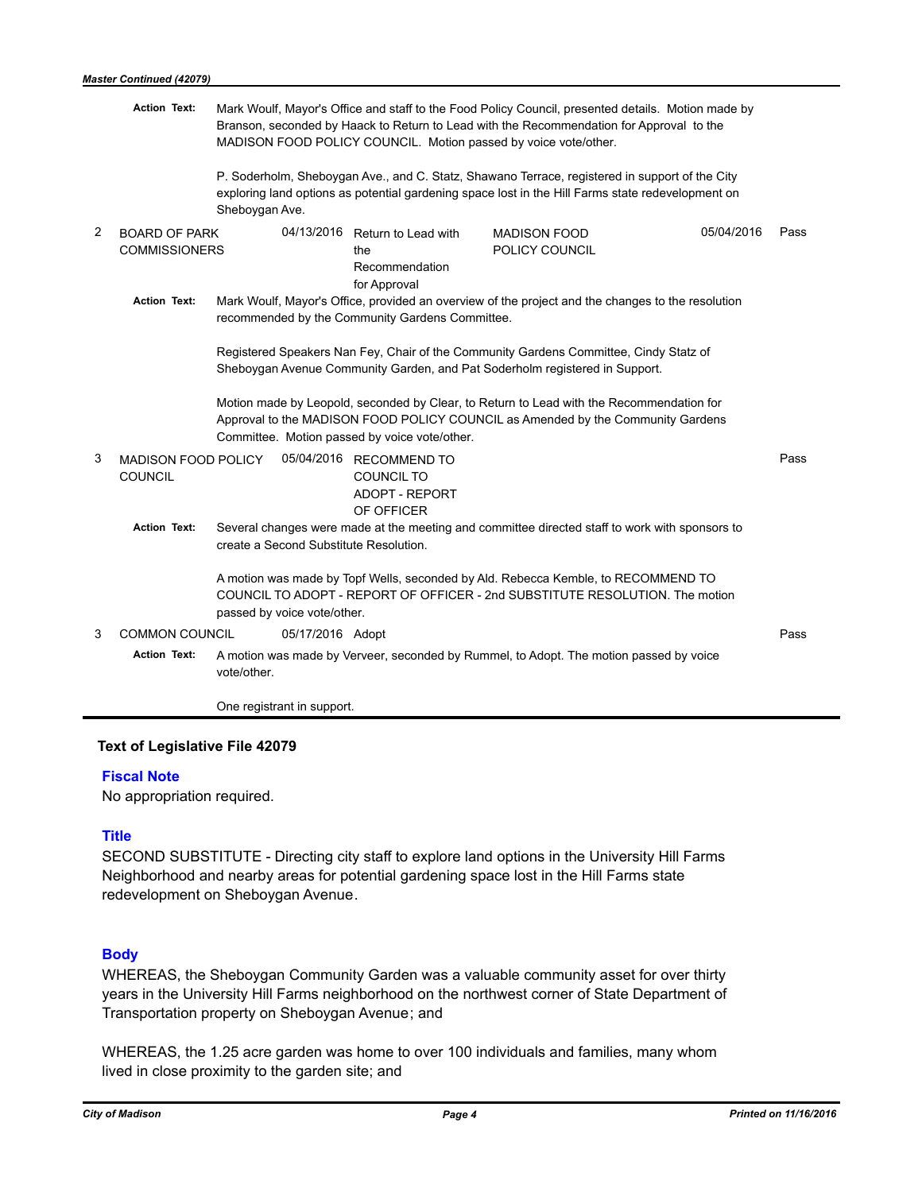*Master Continued (42079)*

**Action Text:** Mark Woulf, Mayor's Office and staff to the Food Policy Council, presented details. Motion made by Branson, seconded by Haack to Return to Lead with the Recommendation for Approval to the MADISON FOOD POLICY COUNCIL. Motion passed by voice vote/other.

P. Soderholm, Sheboygan Ave., and C. Statz, Shawano Terrace, registered in support of the City exploring land options as potential gardening space lost in the Hill Farms state redevelopment on Sheboygan Ave.

| | | | | | | |
|---|---|---|---|---|---|---|
| 2 | BOARD OF PARK COMMISSIONERS | 04/13/2016 | Return to Lead with the Recommendation for Approval | MADISON FOOD POLICY COUNCIL | 05/04/2016 | Pass |

**Action Text:** Mark Woulf, Mayor's Office, provided an overview of the project and the changes to the resolution recommended by the Community Gardens Committee.

Registered Speakers Nan Fey, Chair of the Community Gardens Committee, Cindy Statz of Sheboygan Avenue Community Garden, and Pat Soderholm registered in Support.

Motion made by Leopold, seconded by Clear, to Return to Lead with the Recommendation for Approval to the MADISON FOOD POLICY COUNCIL as Amended by the Community Gardens Committee. Motion passed by voice vote/other.

| | | | | | | |
|---|---|---|---|---|---|---|
| 3 | MADISON FOOD POLICY COUNCIL | 05/04/2016 | RECOMMEND TO COUNCIL TO ADOPT - REPORT OF OFFICER | | | Pass |

**Action Text:** Several changes were made at the meeting and committee directed staff to work with sponsors to create a Second Substitute Resolution.

A motion was made by Topf Wells, seconded by Ald. Rebecca Kemble, to RECOMMEND TO COUNCIL TO ADOPT - REPORT OF OFFICER - 2nd SUBSTITUTE RESOLUTION. The motion passed by voice vote/other.

| | | | | | | |
|---|---|---|---|---|---|---|
| 3 | COMMON COUNCIL | 05/17/2016 | Adopt | | | Pass |

**Action Text:** A motion was made by Verveer, seconded by Rummel, to Adopt. The motion passed by voice vote/other.

One registrant in support.

### Text of Legislative File 42079

#### Fiscal Note

No appropriation required.

#### Title

SECOND SUBSTITUTE - Directing city staff to explore land options in the University Hill Farms Neighborhood and nearby areas for potential gardening space lost in the Hill Farms state redevelopment on Sheboygan Avenue.

#### Body

WHEREAS, the Sheboygan Community Garden was a valuable community asset for over thirty years in the University Hill Farms neighborhood on the northwest corner of State Department of Transportation property on Sheboygan Avenue; and

WHEREAS, the 1.25 acre garden was home to over 100 individuals and families, many whom lived in close proximity to the garden site; and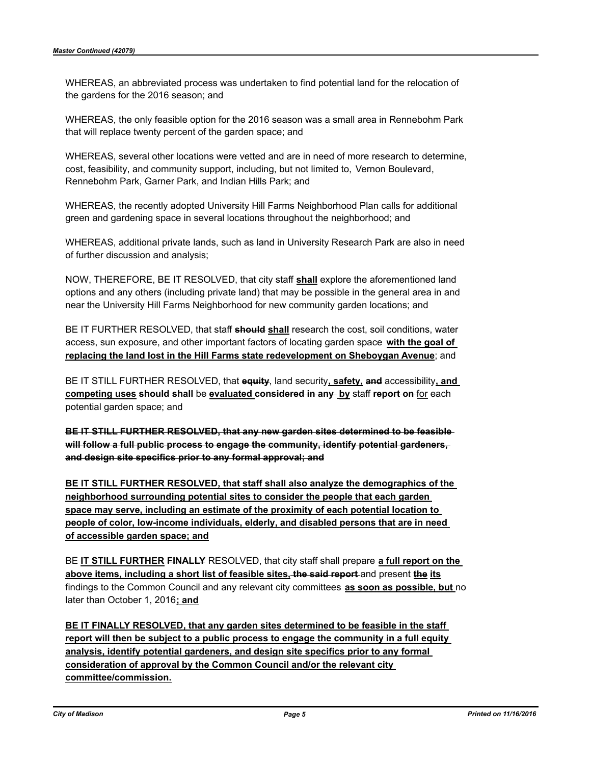WHEREAS, an abbreviated process was undertaken to find potential land for the relocation of the gardens for the 2016 season; and

WHEREAS, the only feasible option for the 2016 season was a small area in Rennebohm Park that will replace twenty percent of the garden space; and

WHEREAS, several other locations were vetted and are in need of more research to determine, cost, feasibility, and community support, including, but not limited to, Vernon Boulevard, Rennebohm Park, Garner Park, and Indian Hills Park; and

WHEREAS, the recently adopted University Hill Farms Neighborhood Plan calls for additional green and gardening space in several locations throughout the neighborhood; and

WHEREAS, additional private lands, such as land in University Research Park are also in need of further discussion and analysis;

NOW, THEREFORE, BE IT RESOLVED, that city staff **shall** explore the aforementioned land options and any others (including private land) that may be possible in the general area in and near the University Hill Farms Neighborhood for new community garden locations; and

BE IT FURTHER RESOLVED, that staff ~~**should**~~ **shall** research the cost, soil conditions, water access, sun exposure, and other important factors of locating garden space **with the goal of replacing the land lost in the Hill Farms state redevelopment on Sheboygan Avenue**; and

BE IT STILL FURTHER RESOLVED, that ~~**equity**~~, land security**, safety,** ~~**and**~~ accessibility**, and competing uses** ~~**should**~~ **shall** be **evaluated** ~~**considered in any**~~ **by** staff ~~**report on**~~ for each potential garden space; and

~~**BE IT STILL FURTHER RESOLVED, that any new garden sites determined to be feasible will follow a full public process to engage the community, identify potential gardeners, and design site specifics prior to any formal approval; and**~~

**BE IT STILL FURTHER RESOLVED, that staff shall also analyze the demographics of the neighborhood surrounding potential sites to consider the people that each garden space may serve, including an estimate of the proximity of each potential location to people of color, low-income individuals, elderly, and disabled persons that are in need of accessible garden space; and**

BE **IT STILL FURTHER** ~~**FINALLY**~~ RESOLVED, that city staff shall prepare **a full report on the above items, including a short list of feasible sites,** ~~**the said report**~~ and present ~~**the**~~ **its** findings to the Common Council and any relevant city committees **as soon as possible, but** no later than October 1, 2016**; and**

**BE IT FINALLY RESOLVED, that any garden sites determined to be feasible in the staff report will then be subject to a public process to engage the community in a full equity analysis, identify potential gardeners, and design site specifics prior to any formal consideration of approval by the Common Council and/or the relevant city committee/commission.**